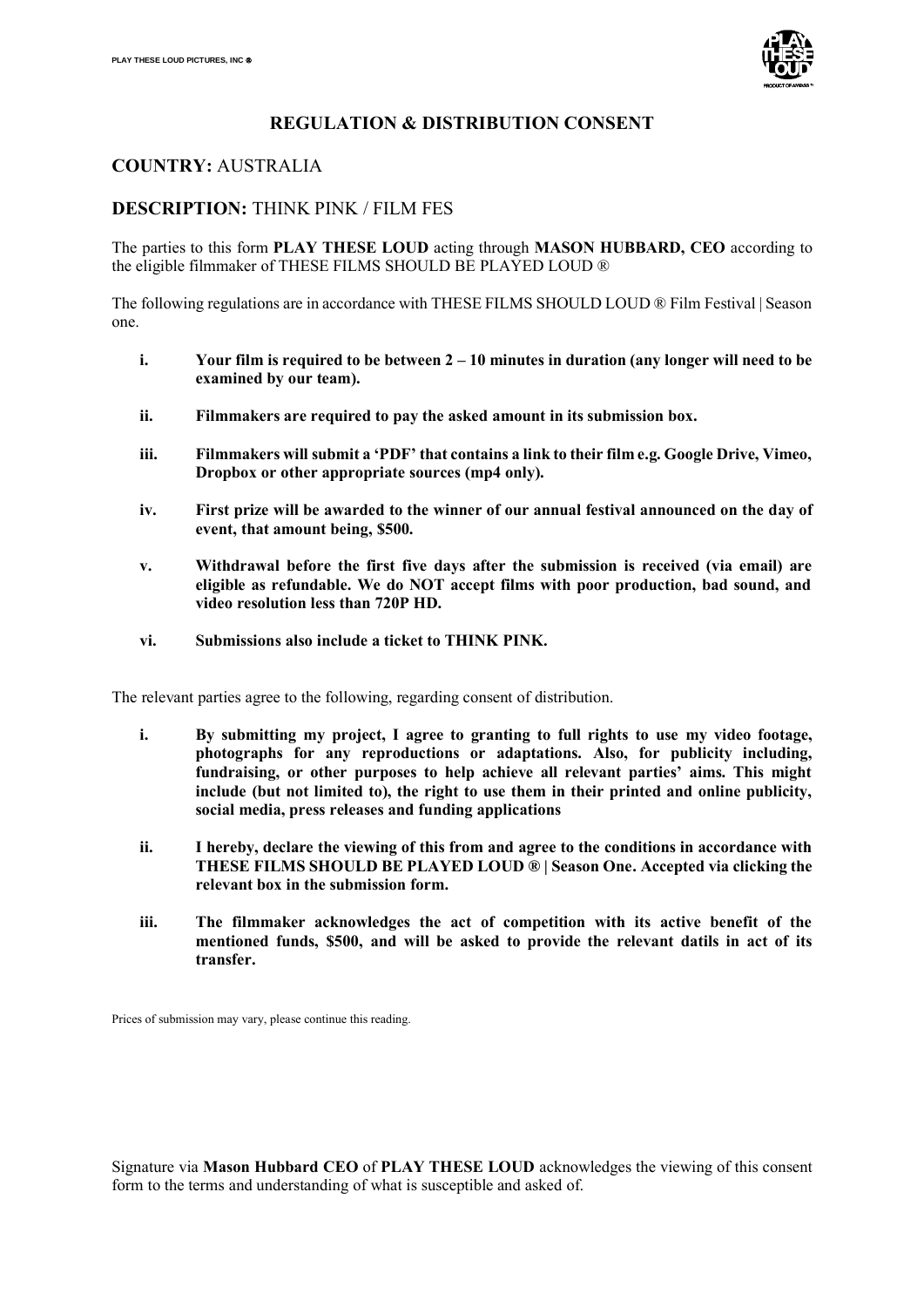# REGULATION & DISTRIBUTION CONSENT

## COUNTRY: AUSTRALIA

## DESCRIPTION: THINK PINK / FILM FES

The parties to this form **PLAY THESE LOUD** acting through **MASON HUBBARD, CEO** according to the eligible filmmaker of THESE FILMS SHOULD BE PLAYED LOUD ®

The following regulations are in accordance with THESE FILMS SHOULD LOUD ® Film Festival | Season one.

- **i. Your film is required to be between 2 – 10 minutes in duration (any longer will need to be examined by our team).**
- **ii. Filmmakers are required to pay the asked amount in its submission box.**
- **iii. Filmmakers will submit a 'PDF' that contains a link to their film e.g. Google Drive, Vimeo, Dropbox or other appropriate sources (mp4 only).**
- **iv. First prize will be awarded to the winner of our annual festival announced on the day of event, that amount being, $500.**
- **v. Withdrawal before the first five days after the submission is received (via email) are eligible as refundable. We do NOT accept films with poor production, bad sound, and video resolution less than 720P HD.**
- **vi. Submissions also include a ticket to THINK PINK.**

The relevant parties agree to the following, regarding consent of distribution.

- **i. By submitting my project, I agree to granting to full rights to use my video footage, photographs for any reproductions or adaptations. Also, for publicity including, fundraising, or other purposes to help achieve all relevant parties' aims. This might include (but not limited to), the right to use them in their printed and online publicity, social media, press releases and funding applications**
- **ii. I hereby, declare the viewing of this from and agree to the conditions in accordance with THESE FILMS SHOULD BE PLAYED LOUD ® | Season One. Accepted via clicking the relevant box in the submission form.**
- **iii. The filmmaker acknowledges the act of competition with its active benefit of the mentioned funds, $500, and will be asked to provide the relevant datils in act of its transfer.**

Prices of submission may vary, please continue this reading.

Signature via **Mason Hubbard CEO** of **PLAY THESE LOUD** acknowledges the viewing of this consent form to the terms and understanding of what is susceptible and asked of.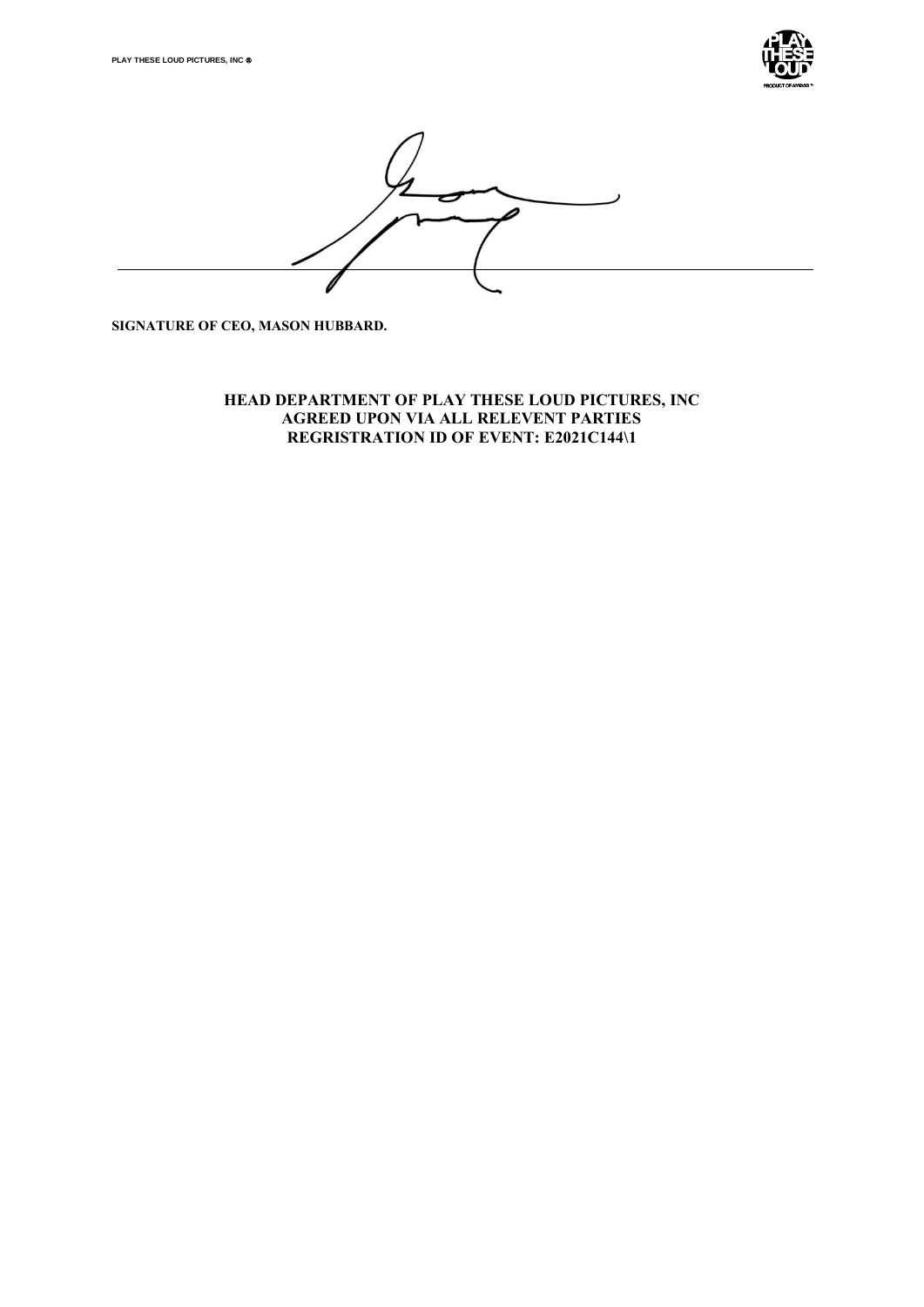**SIGNATURE OF CEO, MASON HUBBARD.**

**HEAD DEPARTMENT OF PLAY THESE LOUD PICTURES, INC**
**AGREED UPON VIA ALL RELEVENT PARTIES**
**REGRISTRATION ID OF EVENT: E2021C144\1**